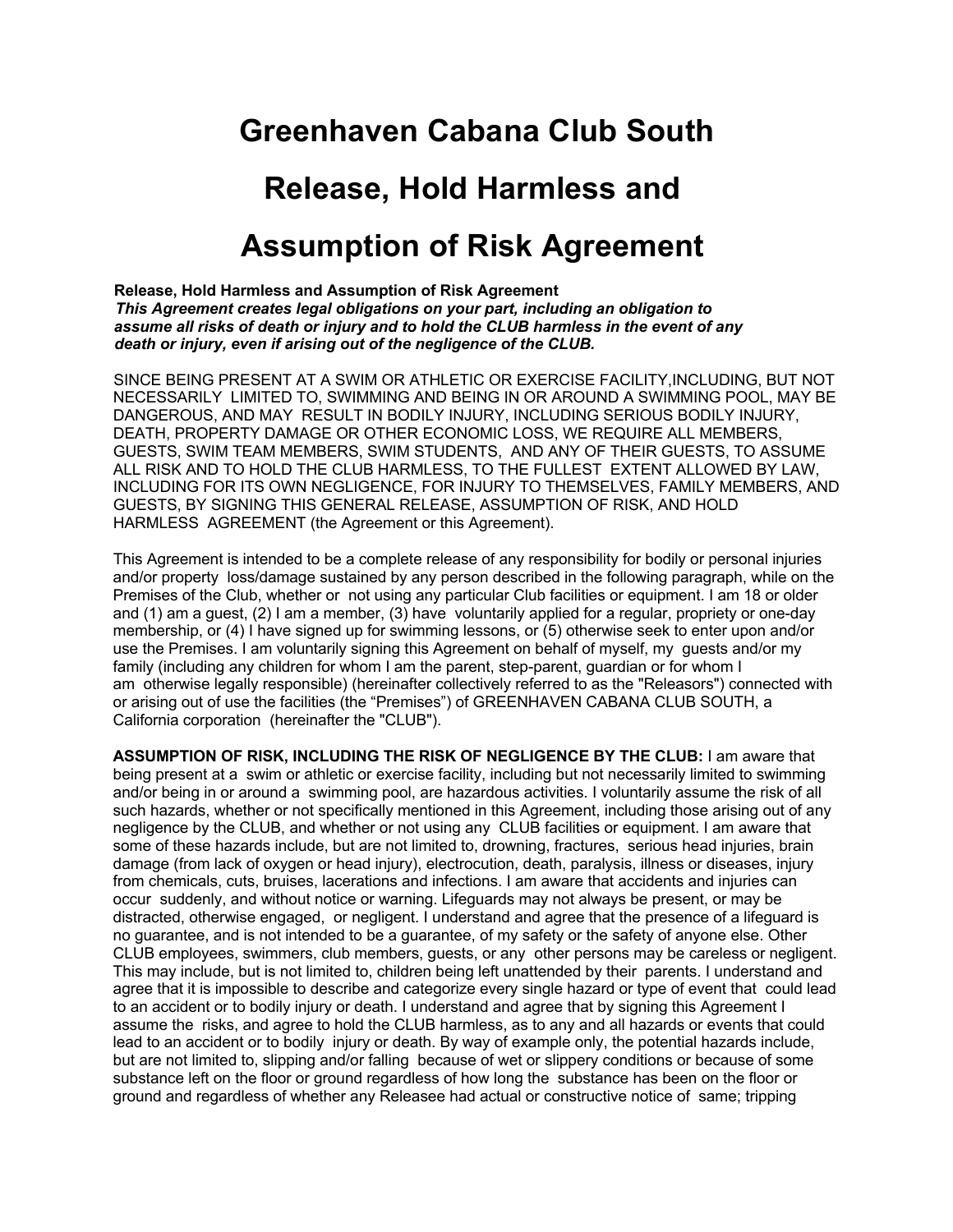# Greenhaven Cabana Club South

# Release, Hold Harmless and

# Assumption of Risk Agreement

**Release, Hold Harmless and Assumption of Risk Agreement**
***This Agreement creates legal obligations on your part, including an obligation to assume all risks of death or injury and to hold the CLUB harmless in the event of any death or injury, even if arising out of the negligence of the CLUB.***

SINCE BEING PRESENT AT A SWIM OR ATHLETIC OR EXERCISE FACILITY,INCLUDING, BUT NOT NECESSARILY LIMITED TO, SWIMMING AND BEING IN OR AROUND A SWIMMING POOL, MAY BE DANGEROUS, AND MAY RESULT IN BODILY INJURY, INCLUDING SERIOUS BODILY INJURY, DEATH, PROPERTY DAMAGE OR OTHER ECONOMIC LOSS, WE REQUIRE ALL MEMBERS, GUESTS, SWIM TEAM MEMBERS, SWIM STUDENTS, AND ANY OF THEIR GUESTS, TO ASSUME ALL RISK AND TO HOLD THE CLUB HARMLESS, TO THE FULLEST EXTENT ALLOWED BY LAW, INCLUDING FOR ITS OWN NEGLIGENCE, FOR INJURY TO THEMSELVES, FAMILY MEMBERS, AND GUESTS, BY SIGNING THIS GENERAL RELEASE, ASSUMPTION OF RISK, AND HOLD HARMLESS AGREEMENT (the Agreement or this Agreement).

This Agreement is intended to be a complete release of any responsibility for bodily or personal injuries and/or property loss/damage sustained by any person described in the following paragraph, while on the Premises of the Club, whether or not using any particular Club facilities or equipment. I am 18 or older and (1) am a guest, (2) I am a member, (3) have voluntarily applied for a regular, propriety or one-day membership, or (4) I have signed up for swimming lessons, or (5) otherwise seek to enter upon and/or use the Premises. I am voluntarily signing this Agreement on behalf of myself, my guests and/or my family (including any children for whom I am the parent, step-parent, guardian or for whom I am otherwise legally responsible) (hereinafter collectively referred to as the "Releasors") connected with or arising out of use the facilities (the "Premises") of GREENHAVEN CABANA CLUB SOUTH, a California corporation (hereinafter the "CLUB").

**ASSUMPTION OF RISK, INCLUDING THE RISK OF NEGLIGENCE BY THE CLUB:** I am aware that being present at a swim or athletic or exercise facility, including but not necessarily limited to swimming and/or being in or around a swimming pool, are hazardous activities. I voluntarily assume the risk of all such hazards, whether or not specifically mentioned in this Agreement, including those arising out of any negligence by the CLUB, and whether or not using any CLUB facilities or equipment. I am aware that some of these hazards include, but are not limited to, drowning, fractures, serious head injuries, brain damage (from lack of oxygen or head injury), electrocution, death, paralysis, illness or diseases, injury from chemicals, cuts, bruises, lacerations and infections. I am aware that accidents and injuries can occur suddenly, and without notice or warning. Lifeguards may not always be present, or may be distracted, otherwise engaged, or negligent. I understand and agree that the presence of a lifeguard is no guarantee, and is not intended to be a guarantee, of my safety or the safety of anyone else. Other CLUB employees, swimmers, club members, guests, or any other persons may be careless or negligent. This may include, but is not limited to, children being left unattended by their parents. I understand and agree that it is impossible to describe and categorize every single hazard or type of event that could lead to an accident or to bodily injury or death. I understand and agree that by signing this Agreement I assume the risks, and agree to hold the CLUB harmless, as to any and all hazards or events that could lead to an accident or to bodily injury or death. By way of example only, the potential hazards include, but are not limited to, slipping and/or falling because of wet or slippery conditions or because of some substance left on the floor or ground regardless of how long the substance has been on the floor or ground and regardless of whether any Releasee had actual or constructive notice of same; tripping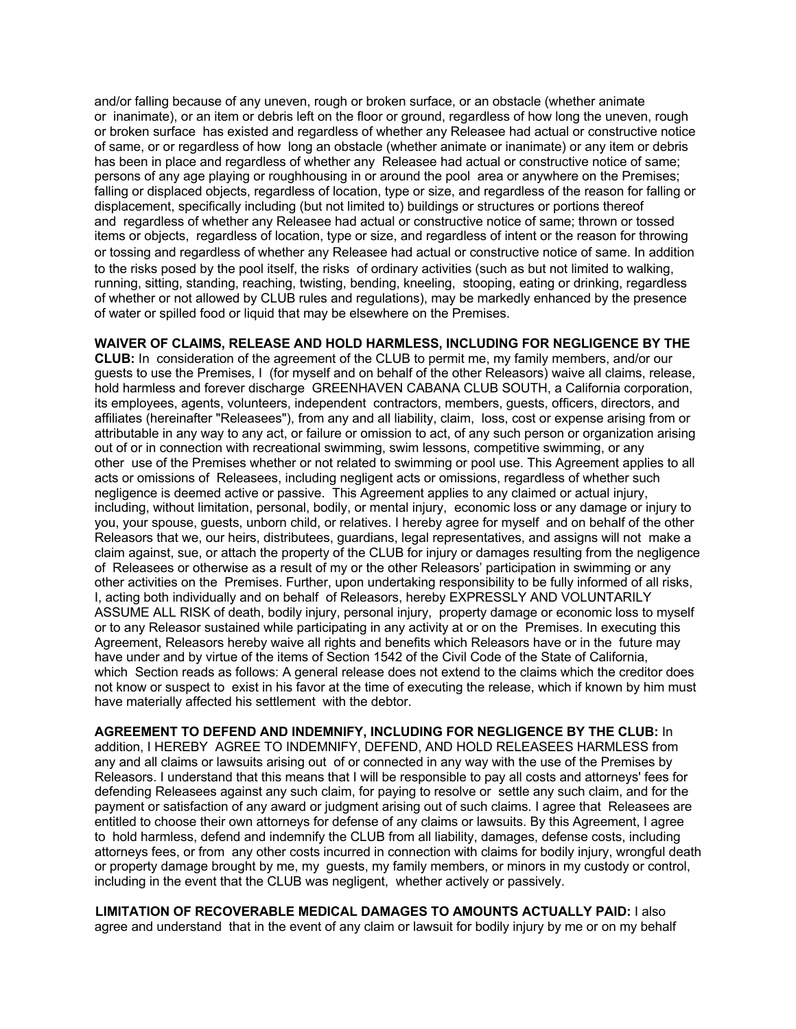and/or falling because of any uneven, rough or broken surface, or an obstacle (whether animate or inanimate), or an item or debris left on the floor or ground, regardless of how long the uneven, rough or broken surface has existed and regardless of whether any Releasee had actual or constructive notice of same, or or regardless of how long an obstacle (whether animate or inanimate) or any item or debris has been in place and regardless of whether any Releasee had actual or constructive notice of same; persons of any age playing or roughhousing in or around the pool area or anywhere on the Premises; falling or displaced objects, regardless of location, type or size, and regardless of the reason for falling or displacement, specifically including (but not limited to) buildings or structures or portions thereof and regardless of whether any Releasee had actual or constructive notice of same; thrown or tossed items or objects, regardless of location, type or size, and regardless of intent or the reason for throwing or tossing and regardless of whether any Releasee had actual or constructive notice of same. In addition to the risks posed by the pool itself, the risks of ordinary activities (such as but not limited to walking, running, sitting, standing, reaching, twisting, bending, kneeling, stooping, eating or drinking, regardless of whether or not allowed by CLUB rules and regulations), may be markedly enhanced by the presence of water or spilled food or liquid that may be elsewhere on the Premises.

**WAIVER OF CLAIMS, RELEASE AND HOLD HARMLESS, INCLUDING FOR NEGLIGENCE BY THE CLUB:** In consideration of the agreement of the CLUB to permit me, my family members, and/or our guests to use the Premises, I (for myself and on behalf of the other Releasors) waive all claims, release, hold harmless and forever discharge GREENHAVEN CABANA CLUB SOUTH, a California corporation, its employees, agents, volunteers, independent contractors, members, guests, officers, directors, and affiliates (hereinafter "Releasees"), from any and all liability, claim, loss, cost or expense arising from or attributable in any way to any act, or failure or omission to act, of any such person or organization arising out of or in connection with recreational swimming, swim lessons, competitive swimming, or any other use of the Premises whether or not related to swimming or pool use. This Agreement applies to all acts or omissions of Releasees, including negligent acts or omissions, regardless of whether such negligence is deemed active or passive. This Agreement applies to any claimed or actual injury, including, without limitation, personal, bodily, or mental injury, economic loss or any damage or injury to you, your spouse, guests, unborn child, or relatives. I hereby agree for myself and on behalf of the other Releasors that we, our heirs, distributees, guardians, legal representatives, and assigns will not make a claim against, sue, or attach the property of the CLUB for injury or damages resulting from the negligence of Releasees or otherwise as a result of my or the other Releasors' participation in swimming or any other activities on the Premises. Further, upon undertaking responsibility to be fully informed of all risks, I, acting both individually and on behalf of Releasors, hereby EXPRESSLY AND VOLUNTARILY ASSUME ALL RISK of death, bodily injury, personal injury, property damage or economic loss to myself or to any Releasor sustained while participating in any activity at or on the Premises. In executing this Agreement, Releasors hereby waive all rights and benefits which Releasors have or in the future may have under and by virtue of the items of Section 1542 of the Civil Code of the State of California, which Section reads as follows: A general release does not extend to the claims which the creditor does not know or suspect to exist in his favor at the time of executing the release, which if known by him must have materially affected his settlement with the debtor.

**AGREEMENT TO DEFEND AND INDEMNIFY, INCLUDING FOR NEGLIGENCE BY THE CLUB:** In addition, I HEREBY AGREE TO INDEMNIFY, DEFEND, AND HOLD RELEASEES HARMLESS from any and all claims or lawsuits arising out of or connected in any way with the use of the Premises by Releasors. I understand that this means that I will be responsible to pay all costs and attorneys' fees for defending Releasees against any such claim, for paying to resolve or settle any such claim, and for the payment or satisfaction of any award or judgment arising out of such claims. I agree that Releasees are entitled to choose their own attorneys for defense of any claims or lawsuits. By this Agreement, I agree to hold harmless, defend and indemnify the CLUB from all liability, damages, defense costs, including attorneys fees, or from any other costs incurred in connection with claims for bodily injury, wrongful death or property damage brought by me, my guests, my family members, or minors in my custody or control, including in the event that the CLUB was negligent, whether actively or passively.

**LIMITATION OF RECOVERABLE MEDICAL DAMAGES TO AMOUNTS ACTUALLY PAID:** I also agree and understand that in the event of any claim or lawsuit for bodily injury by me or on my behalf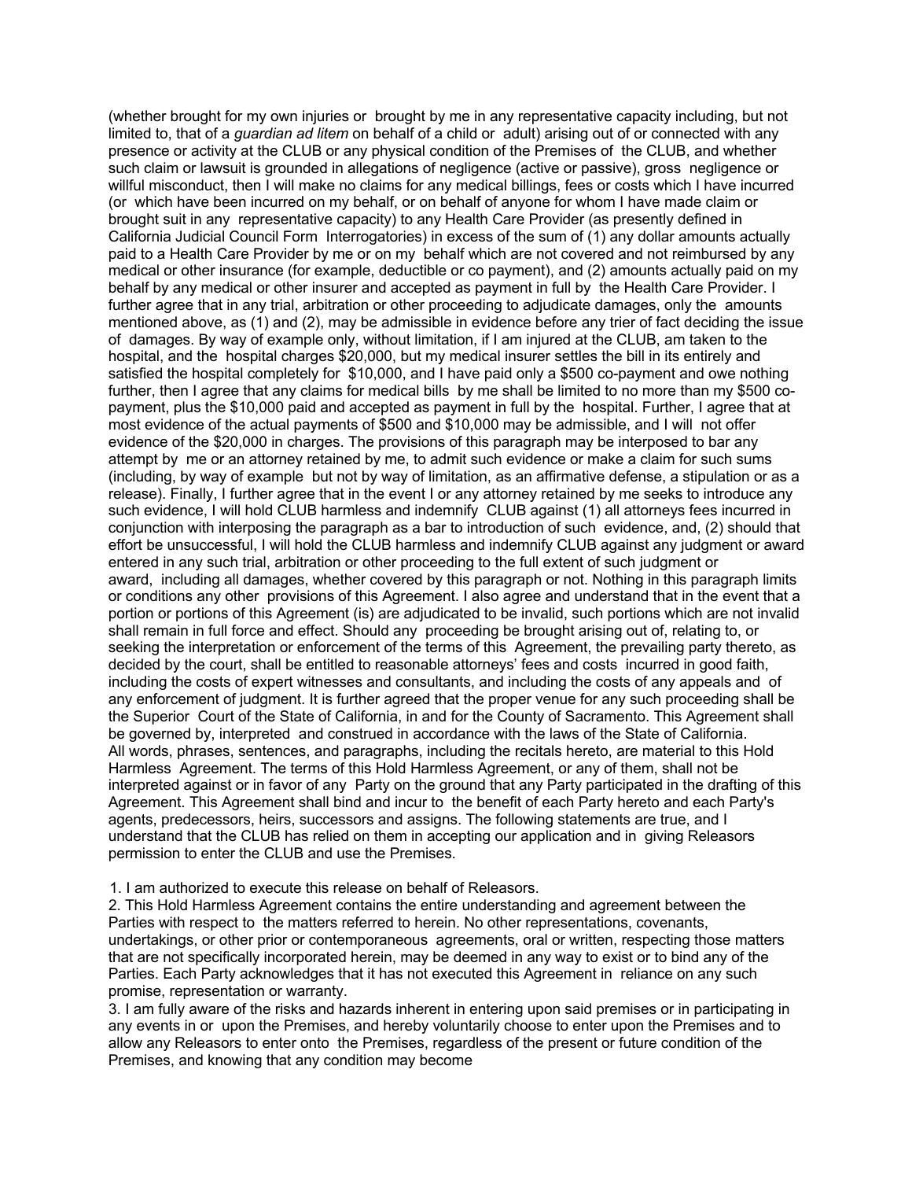(whether brought for my own injuries or brought by me in any representative capacity including, but not limited to, that of a *guardian ad litem* on behalf of a child or adult) arising out of or connected with any presence or activity at the CLUB or any physical condition of the Premises of the CLUB, and whether such claim or lawsuit is grounded in allegations of negligence (active or passive), gross negligence or willful misconduct, then I will make no claims for any medical billings, fees or costs which I have incurred (or which have been incurred on my behalf, or on behalf of anyone for whom I have made claim or brought suit in any representative capacity) to any Health Care Provider (as presently defined in California Judicial Council Form Interrogatories) in excess of the sum of (1) any dollar amounts actually paid to a Health Care Provider by me or on my behalf which are not covered and not reimbursed by any medical or other insurance (for example, deductible or co payment), and (2) amounts actually paid on my behalf by any medical or other insurer and accepted as payment in full by the Health Care Provider. I further agree that in any trial, arbitration or other proceeding to adjudicate damages, only the amounts mentioned above, as (1) and (2), may be admissible in evidence before any trier of fact deciding the issue of damages. By way of example only, without limitation, if I am injured at the CLUB, am taken to the hospital, and the hospital charges $20,000, but my medical insurer settles the bill in its entirely and satisfied the hospital completely for $10,000, and I have paid only a $500 co-payment and owe nothing further, then I agree that any claims for medical bills by me shall be limited to no more than my $500 co-payment, plus the $10,000 paid and accepted as payment in full by the hospital. Further, I agree that at most evidence of the actual payments of $500 and $10,000 may be admissible, and I will not offer evidence of the $20,000 in charges. The provisions of this paragraph may be interposed to bar any attempt by me or an attorney retained by me, to admit such evidence or make a claim for such sums (including, by way of example but not by way of limitation, as an affirmative defense, a stipulation or as a release). Finally, I further agree that in the event I or any attorney retained by me seeks to introduce any such evidence, I will hold CLUB harmless and indemnify CLUB against (1) all attorneys fees incurred in conjunction with interposing the paragraph as a bar to introduction of such evidence, and, (2) should that effort be unsuccessful, I will hold the CLUB harmless and indemnify CLUB against any judgment or award entered in any such trial, arbitration or other proceeding to the full extent of such judgment or award, including all damages, whether covered by this paragraph or not. Nothing in this paragraph limits or conditions any other provisions of this Agreement. I also agree and understand that in the event that a portion or portions of this Agreement (is) are adjudicated to be invalid, such portions which are not invalid shall remain in full force and effect. Should any proceeding be brought arising out of, relating to, or seeking the interpretation or enforcement of the terms of this Agreement, the prevailing party thereto, as decided by the court, shall be entitled to reasonable attorneys' fees and costs incurred in good faith, including the costs of expert witnesses and consultants, and including the costs of any appeals and of any enforcement of judgment. It is further agreed that the proper venue for any such proceeding shall be the Superior Court of the State of California, in and for the County of Sacramento. This Agreement shall be governed by, interpreted and construed in accordance with the laws of the State of California.
All words, phrases, sentences, and paragraphs, including the recitals hereto, are material to this Hold Harmless Agreement. The terms of this Hold Harmless Agreement, or any of them, shall not be interpreted against or in favor of any Party on the ground that any Party participated in the drafting of this Agreement. This Agreement shall bind and incur to the benefit of each Party hereto and each Party's agents, predecessors, heirs, successors and assigns. The following statements are true, and I understand that the CLUB has relied on them in accepting our application and in giving Releasors permission to enter the CLUB and use the Premises.

1. I am authorized to execute this release on behalf of Releasors.
2. This Hold Harmless Agreement contains the entire understanding and agreement between the Parties with respect to the matters referred to herein. No other representations, covenants, undertakings, or other prior or contemporaneous agreements, oral or written, respecting those matters that are not specifically incorporated herein, may be deemed in any way to exist or to bind any of the Parties. Each Party acknowledges that it has not executed this Agreement in reliance on any such promise, representation or warranty.
3. I am fully aware of the risks and hazards inherent in entering upon said premises or in participating in any events in or upon the Premises, and hereby voluntarily choose to enter upon the Premises and to allow any Releasors to enter onto the Premises, regardless of the present or future condition of the Premises, and knowing that any condition may become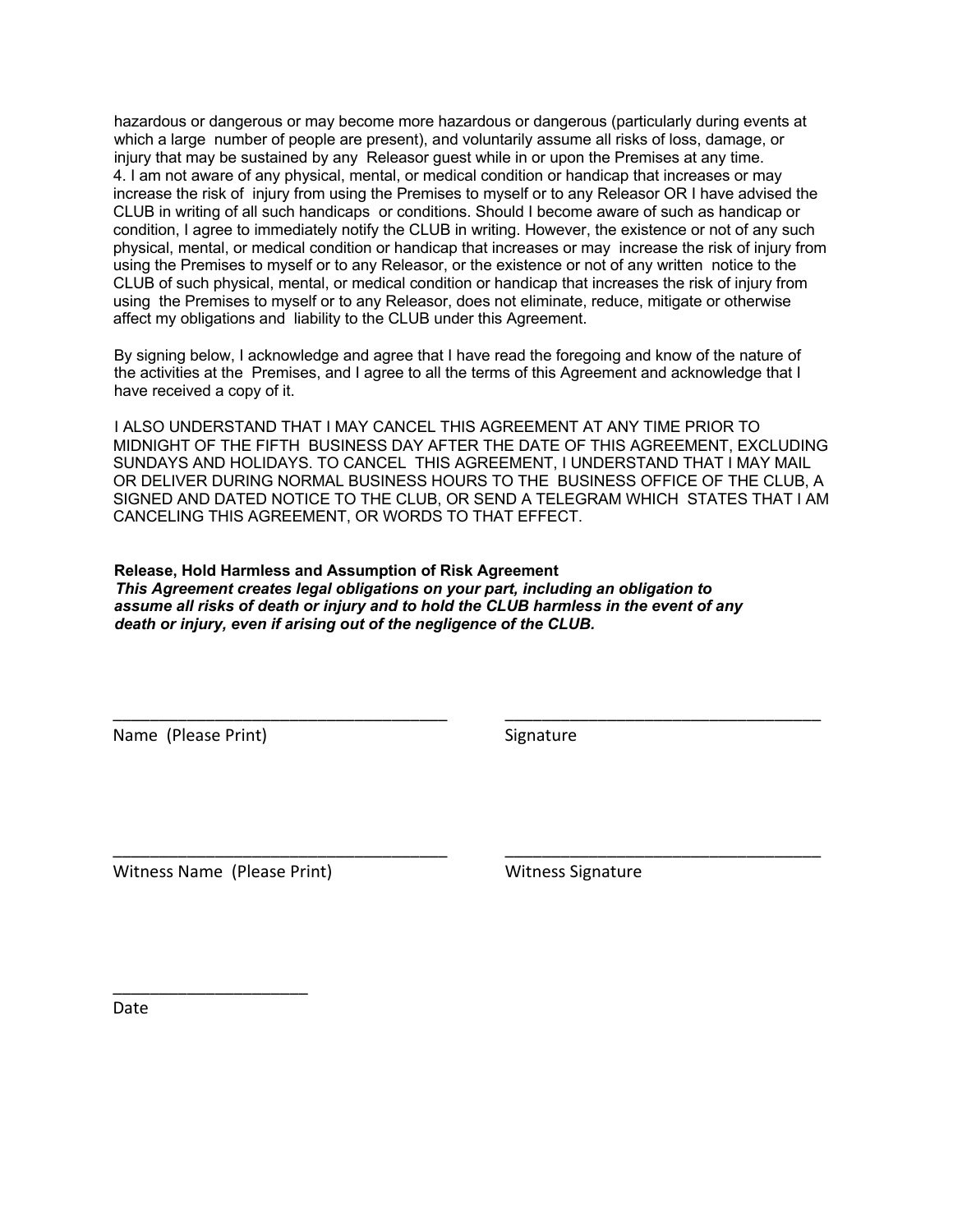hazardous or dangerous or may become more hazardous or dangerous (particularly during events at which a large number of people are present), and voluntarily assume all risks of loss, damage, or injury that may be sustained by any Releasor guest while in or upon the Premises at any time.

4. I am not aware of any physical, mental, or medical condition or handicap that increases or may increase the risk of injury from using the Premises to myself or to any Releasor OR I have advised the CLUB in writing of all such handicaps or conditions. Should I become aware of such as handicap or condition, I agree to immediately notify the CLUB in writing. However, the existence or not of any such physical, mental, or medical condition or handicap that increases or may increase the risk of injury from using the Premises to myself or to any Releasor, or the existence or not of any written notice to the CLUB of such physical, mental, or medical condition or handicap that increases the risk of injury from using the Premises to myself or to any Releasor, does not eliminate, reduce, mitigate or otherwise affect my obligations and liability to the CLUB under this Agreement.

By signing below, I acknowledge and agree that I have read the foregoing and know of the nature of the activities at the Premises, and I agree to all the terms of this Agreement and acknowledge that I have received a copy of it.

I ALSO UNDERSTAND THAT I MAY CANCEL THIS AGREEMENT AT ANY TIME PRIOR TO MIDNIGHT OF THE FIFTH BUSINESS DAY AFTER THE DATE OF THIS AGREEMENT, EXCLUDING SUNDAYS AND HOLIDAYS. TO CANCEL THIS AGREEMENT, I UNDERSTAND THAT I MAY MAIL OR DELIVER DURING NORMAL BUSINESS HOURS TO THE BUSINESS OFFICE OF THE CLUB, A SIGNED AND DATED NOTICE TO THE CLUB, OR SEND A TELEGRAM WHICH STATES THAT I AM CANCELING THIS AGREEMENT, OR WORDS TO THAT EFFECT.

**Release, Hold Harmless and Assumption of Risk Agreement**

***This Agreement creates legal obligations on your part, including an obligation to assume all risks of death or injury and to hold the CLUB harmless in the event of any death or injury, even if arising out of the negligence of the CLUB.***

_____________________________________ _____________________________________

Name (Please Print) Signature

_____________________________________ _____________________________________

Witness Name (Please Print) Witness Signature

_____________________

Date